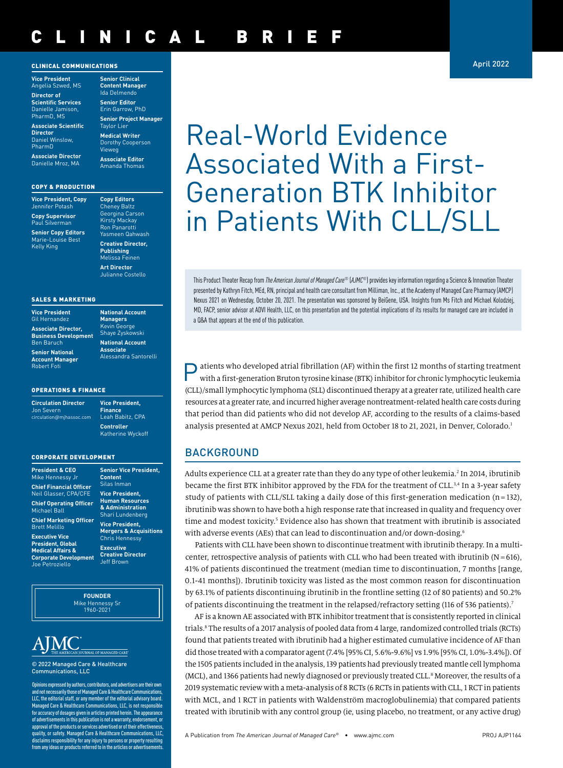# CLINICAL BRIEF

April 2022

**CLINICAL COMMUNICATIONS**

**Vice President**
Angelia Szwed, MS

**Director of Scientific Services**
Danielle Jamison, PharmD, MS

**Associate Scientific Director**
Daniel Winslow, PharmD

**Associate Director**
Danielle Mroz, MA

**Senior Clinical Content Manager**
Ida Delmendo

**Senior Editor**
Erin Garrow, PhD

**Senior Project Manager**
Taylor Lier

**Medical Writer**
Dorothy Cooperson Vieweg

**Associate Editor**
Amanda Thomas

**COPY & PRODUCTION**

**Vice President, Copy**
Jennifer Potash

**Copy Supervisor**
Paul Silverman

**Senior Copy Editors**
Marie-Louise Best
Kelly King

**Copy Editors**
Cheney Baltz
Georgina Carson
Kirsty Mackay
Ron Panarotti
Yasmeen Qahwash

**Creative Director, Publishing**
Melissa Feinen

**Art Director**
Julianne Costello

**SALES & MARKETING**

**Vice President**
Gil Hernandez

**Associate Director, Business Development**
Ben Baruch

**Senior National Account Manager**
Robert Foti

**National Account Managers**
Kevin George
Shaye Zyskowski

**National Account Associate**
Alessandra Santorelli

**OPERATIONS & FINANCE**

**Circulation Director**
Jon Severn
circulation@mjhassoc.com

**Vice President, Finance**
Leah Babitz, CPA

**Controller**
Katherine Wyckoff

**CORPORATE DEVELOPMENT**

**President & CEO**
Mike Hennessy Jr

**Chief Financial Officer**
Neil Glasser, CPA/CFE

**Chief Operating Officer**
Michael Ball

**Chief Marketing Officer**
Brett Melillo

**Executive Vice President, Global Medical Affairs & Corporate Development**
Joe Petroziello

**Senior Vice President, Content**
Silas Inman

**Vice President, Human Resources & Administration**
Shari Lundenberg

**Vice President, Mergers & Acquisitions**
Chris Hennessy

**Executive Creative Director**
Jeff Brown

**FOUNDER**
Mike Hennessy Sr
1960-2021

AJMC THE AMERICAN JOURNAL OF MANAGED CARE

© 2022 Managed Care & Healthcare Communications, LLC

Opinions expressed by authors, contributors, and advertisers are their own and not necessarily those of Managed Care & Healthcare Communications, LLC, the editorial staff, or any member of the editorial advisory board. Managed Care & Healthcare Communications, LLC, is not responsible for accuracy of dosages given in articles printed herein. The appearance of advertisements in this publication is not a warranty, endorsement, or approval of the products or services advertised or of their effectiveness, quality, or safety. Managed Care & Healthcare Communications, LLC, disclaims responsibility for any injury to persons or property resulting from any ideas or products referred to in the articles or advertisements.

# Real-World Evidence Associated With a First-Generation BTK Inhibitor in Patients With CLL/SLL

This Product Theater Recap from *The American Journal of Managed Care®* (*AJMC®*) provides key information regarding a Science & Innovation Theater presented by Kathryn Fitch, MEd, RN, principal and health care consultant from Milliman, Inc., at the Academy of Managed Care Pharmacy (AMCP) Nexus 2021 on Wednesday, October 20, 2021. The presentation was sponsored by BeiGene, USA. Insights from Ms Fitch and Michael Kolodziej, MD, FACP, senior advisor at ADVI Health, LLC, on this presentation and the potential implications of its results for managed care are included in a Q&A that appears at the end of this publication.

Patients who developed atrial fibrillation (AF) within the first 12 months of starting treatment with a first-generation Bruton tyrosine kinase (BTK) inhibitor for chronic lymphocytic leukemia (CLL)/small lymphocytic lymphoma (SLL) discontinued therapy at a greater rate, utilized health care resources at a greater rate, and incurred higher average nontreatment-related health care costs during that period than did patients who did not develop AF, according to the results of a claims-based analysis presented at AMCP Nexus 2021, held from October 18 to 21, 2021, in Denver, Colorado.[1]

## BACKGROUND

Adults experience CLL at a greater rate than they do any type of other leukemia.[2] In 2014, ibrutinib became the first BTK inhibitor approved by the FDA for the treatment of CLL.[3,4] In a 3-year safety study of patients with CLL/SLL taking a daily dose of this first-generation medication (n = 132), ibrutinib was shown to have both a high response rate that increased in quality and frequency over time and modest toxicity.[5] Evidence also has shown that treatment with ibrutinib is associated with adverse events (AEs) that can lead to discontinuation and/or down-dosing.[6]

Patients with CLL have been shown to discontinue treatment with ibrutinib therapy. In a multicenter, retrospective analysis of patients with CLL who had been treated with ibrutinib (N = 616), 41% of patients discontinued the treatment (median time to discontinuation, 7 months [range, 0.1-41 months]). Ibrutinib toxicity was listed as the most common reason for discontinuation by 63.1% of patients discontinuing ibrutinib in the frontline setting (12 of 80 patients) and 50.2% of patients discontinuing the treatment in the relapsed/refractory setting (116 of 536 patients).[7]

AF is a known AE associated with BTK inhibitor treatment that is consistently reported in clinical trials.[8] The results of a 2017 analysis of pooled data from 4 large, randomized controlled trials (RCTs) found that patients treated with ibrutinib had a higher estimated cumulative incidence of AF than did those treated with a comparator agent (7.4% [95% CI, 5.6%-9.6%] vs 1.9% [95% CI, 1.0%-3.4%]). Of the 1505 patients included in the analysis, 139 patients had previously treated mantle cell lymphoma (MCL), and 1366 patients had newly diagnosed or previously treated CLL.[8] Moreover, the results of a 2019 systematic review with a meta-analysis of 8 RCTs (6 RCTs in patients with CLL, 1 RCT in patients with MCL, and 1 RCT in patients with Waldenström macroglobulinemia) that compared patients treated with ibrutinib with any control group (ie, using placebo, no treatment, or any active drug)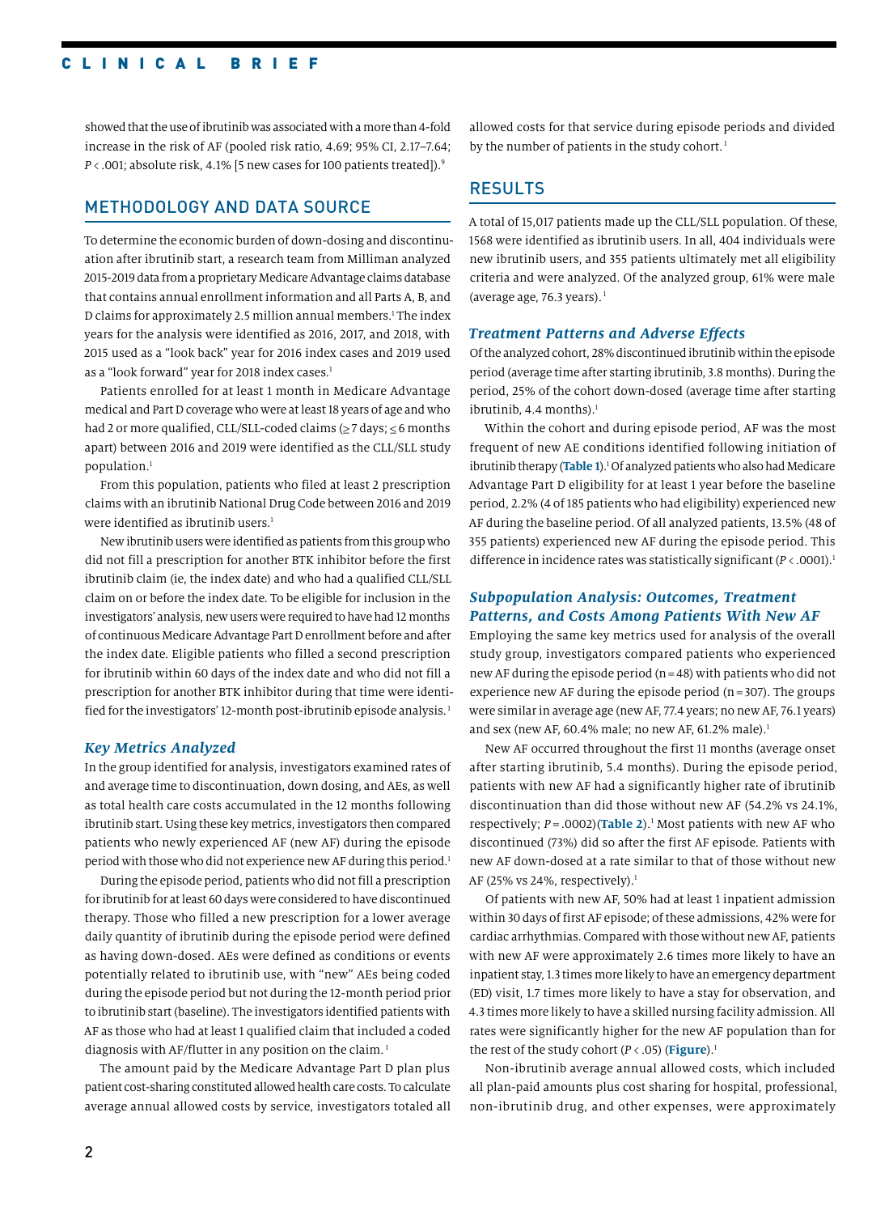showed that the use of ibrutinib was associated with a more than 4-fold increase in the risk of AF (pooled risk ratio, 4.69; 95% CI, 2.17–7.64; $P < .001$; absolute risk, 4.1% [5 new cases for 100 patients treated]).[9]

## METHODOLOGY AND DATA SOURCE

To determine the economic burden of down-dosing and discontinuation after ibrutinib start, a research team from Milliman analyzed 2015-2019 data from a proprietary Medicare Advantage claims database that contains annual enrollment information and all Parts A, B, and D claims for approximately 2.5 million annual members.[1] The index years for the analysis were identified as 2016, 2017, and 2018, with 2015 used as a "look back" year for 2016 index cases and 2019 used as a "look forward" year for 2018 index cases.[1]

Patients enrolled for at least 1 month in Medicare Advantage medical and Part D coverage who were at least 18 years of age and who had 2 or more qualified, CLL/SLL-coded claims (≥ 7 days; ≤ 6 months apart) between 2016 and 2019 were identified as the CLL/SLL study population.[1]

From this population, patients who filed at least 2 prescription claims with an ibrutinib National Drug Code between 2016 and 2019 were identified as ibrutinib users.[1]

New ibrutinib users were identified as patients from this group who did not fill a prescription for another BTK inhibitor before the first ibrutinib claim (ie, the index date) and who had a qualified CLL/SLL claim on or before the index date. To be eligible for inclusion in the investigators' analysis, new users were required to have had 12 months of continuous Medicare Advantage Part D enrollment before and after the index date. Eligible patients who filled a second prescription for ibrutinib within 60 days of the index date and who did not fill a prescription for another BTK inhibitor during that time were identified for the investigators' 12-month post-ibrutinib episode analysis.[1]

### *Key Metrics Analyzed*

In the group identified for analysis, investigators examined rates of and average time to discontinuation, down dosing, and AEs, as well as total health care costs accumulated in the 12 months following ibrutinib start. Using these key metrics, investigators then compared patients who newly experienced AF (new AF) during the episode period with those who did not experience new AF during this period.[1]

During the episode period, patients who did not fill a prescription for ibrutinib for at least 60 days were considered to have discontinued therapy. Those who filled a new prescription for a lower average daily quantity of ibrutinib during the episode period were defined as having down-dosed. AEs were defined as conditions or events potentially related to ibrutinib use, with "new" AEs being coded during the episode period but not during the 12-month period prior to ibrutinib start (baseline). The investigators identified patients with AF as those who had at least 1 qualified claim that included a coded diagnosis with AF/flutter in any position on the claim.[1]

The amount paid by the Medicare Advantage Part D plan plus patient cost-sharing constituted allowed health care costs. To calculate average annual allowed costs by service, investigators totaled all allowed costs for that service during episode periods and divided by the number of patients in the study cohort.[1]

## RESULTS

A total of 15,017 patients made up the CLL/SLL population. Of these, 1568 were identified as ibrutinib users. In all, 404 individuals were new ibrutinib users, and 355 patients ultimately met all eligibility criteria and were analyzed. Of the analyzed group, 61% were male (average age, 76.3 years).[1]

### *Treatment Patterns and Adverse Effects*

Of the analyzed cohort, 28% discontinued ibrutinib within the episode period (average time after starting ibrutinib, 3.8 months). During the period, 25% of the cohort down-dosed (average time after starting ibrutinib, 4.4 months).[1]

Within the cohort and during episode period, AF was the most frequent of new AE conditions identified following initiation of ibrutinib therapy (**Table 1**).[1] Of analyzed patients who also had Medicare Advantage Part D eligibility for at least 1 year before the baseline period, 2.2% (4 of 185 patients who had eligibility) experienced new AF during the baseline period. Of all analyzed patients, 13.5% (48 of 355 patients) experienced new AF during the episode period. This difference in incidence rates was statistically significant ($P < .0001$).[1]

### *Subpopulation Analysis: Outcomes, Treatment Patterns, and Costs Among Patients With New AF*

Employing the same key metrics used for analysis of the overall study group, investigators compared patients who experienced new AF during the episode period (n = 48) with patients who did not experience new AF during the episode period (n = 307). The groups were similar in average age (new AF, 77.4 years; no new AF, 76.1 years) and sex (new AF, 60.4% male; no new AF, 61.2% male).[1]

New AF occurred throughout the first 11 months (average onset after starting ibrutinib, 5.4 months). During the episode period, patients with new AF had a significantly higher rate of ibrutinib discontinuation than did those without new AF (54.2% vs 24.1%, respectively; $P = .0002$)(**Table 2**).[1] Most patients with new AF who discontinued (73%) did so after the first AF episode. Patients with new AF down-dosed at a rate similar to that of those without new AF (25% vs 24%, respectively).[1]

Of patients with new AF, 50% had at least 1 inpatient admission within 30 days of first AF episode; of these admissions, 42% were for cardiac arrhythmias. Compared with those without new AF, patients with new AF were approximately 2.6 times more likely to have an inpatient stay, 1.3 times more likely to have an emergency department (ED) visit, 1.7 times more likely to have a stay for observation, and 4.3 times more likely to have a skilled nursing facility admission. All rates were significantly higher for the new AF population than for the rest of the study cohort ($P < .05$) (**Figure**).[1]

Non-ibrutinib average annual allowed costs, which included all plan-paid amounts plus cost sharing for hospital, professional, non-ibrutinib drug, and other expenses, were approximately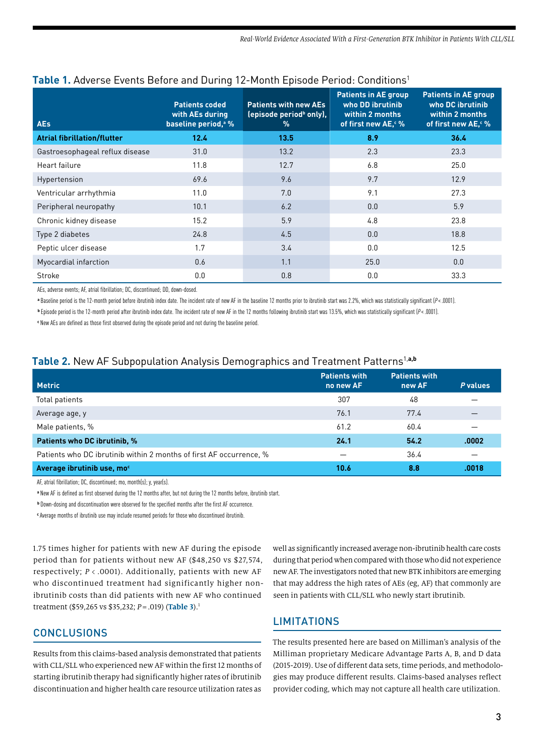**Table 1.** Adverse Events Before and During 12-Month Episode Period: Conditions[1]

| AEs | Patients coded with AEs during baseline period,[a] % | Patients with new AEs (episode period[b] only), % | Patients in AE group who DD ibrutinib within 2 months of first new AE,[c] % | Patients in AE group who DC ibrutinib within 2 months of first new AE,[c] % |
|---|---|---|---|---|
| **Atrial fibrillation/flutter** | **12.4** | **13.5** | **8.9** | **36.4** |
| Gastroesophageal reflux disease | 31.0 | 13.2 | 2.3 | 23.3 |
| Heart failure | 11.8 | 12.7 | 6.8 | 25.0 |
| Hypertension | 69.6 | 9.6 | 9.7 | 12.9 |
| Ventricular arrhythmia | 11.0 | 7.0 | 9.1 | 27.3 |
| Peripheral neuropathy | 10.1 | 6.2 | 0.0 | 5.9 |
| Chronic kidney disease | 15.2 | 5.9 | 4.8 | 23.8 |
| Type 2 diabetes | 24.8 | 4.5 | 0.0 | 18.8 |
| Peptic ulcer disease | 1.7 | 3.4 | 0.0 | 12.5 |
| Myocardial infarction | 0.6 | 1.1 | 25.0 | 0.0 |
| Stroke | 0.0 | 0.8 | 0.0 | 33.3 |

AEs, adverse events; AF, atrial fibrillation; DC, discontinued; DD, down-dosed.

[a] Baseline period is the 12-month period before ibrutinib index date. The incident rate of new AF in the baseline 12 months prior to ibrutinib start was 2.2%, which was statistically significant ($P < .0001$).

[b] Episode period is the 12-month period after ibrutinib index date. The incident rate of new AF in the 12 months following ibrutinib start was 13.5%, which was statistically significant ($P < .0001$).

[c] New AEs are defined as those first observed during the episode period and not during the baseline period.

**Table 2.** New AF Subpopulation Analysis Demographics and Treatment Patterns[1,a,b]

| Metric | Patients with no new AF | Patients with new AF | *P* values |
|---|---|---|---|
| Total patients | 307 | 48 | — |
| Average age, y | 76.1 | 77.4 | — |
| Male patients, % | 61.2 | 60.4 | — |
| **Patients who DC ibrutinib, %** | **24.1** | **54.2** | **.0002** |
| Patients who DC ibrutinib within 2 months of first AF occurrence, % | — | 36.4 | — |
| **Average ibrutinib use, mo[c]** | **10.6** | **8.8** | **.0018** |

AF, atrial fibrillation; DC, discontinued; mo, month(s); y, year(s).

[a] New AF is defined as first observed during the 12 months after, but not during the 12 months before, ibrutinib start.

[b] Down-dosing and discontinuation were observed for the specified months after the first AF occurrence.

[c] Average months of ibrutinib use may include resumed periods for those who discontinued ibrutinib.

1.75 times higher for patients with new AF during the episode period than for patients without new AF ($48,250 vs $27,574, respectively; $P < .0001$). Additionally, patients with new AF who discontinued treatment had significantly higher non-ibrutinib costs than did patients with new AF who continued treatment ($59,265 vs $35,232; $P = .019$) (**Table 3**).[1]

## CONCLUSIONS

Results from this claims-based analysis demonstrated that patients with CLL/SLL who experienced new AF within the first 12 months of starting ibrutinib therapy had significantly higher rates of ibrutinib discontinuation and higher health care resource utilization rates as well as significantly increased average non-ibrutinib health care costs during that period when compared with those who did not experience new AF. The investigators noted that new BTK inhibitors are emerging that may address the high rates of AEs (eg, AF) that commonly are seen in patients with CLL/SLL who newly start ibrutinib.

## LIMITATIONS

The results presented here are based on Milliman's analysis of the Milliman proprietary Medicare Advantage Parts A, B, and D data (2015-2019). Use of different data sets, time periods, and methodologies may produce different results. Claims-based analyses reflect provider coding, which may not capture all health care utilization.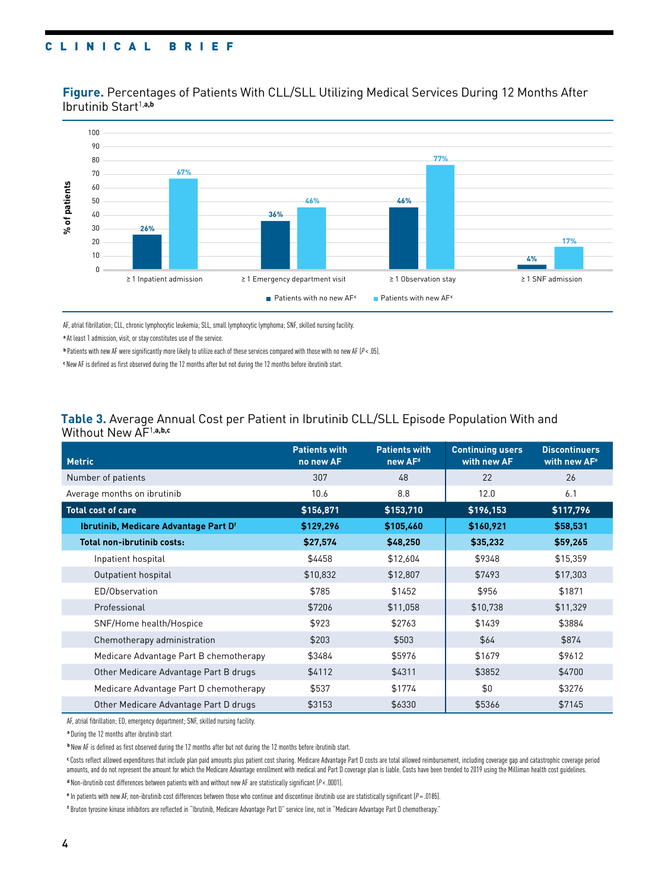**Figure.** Percentages of Patients With CLL/SLL Utilizing Medical Services During 12 Months After Ibrutinib Start[1,a,b]

| Service | Patients with no new AF[c] | Patients with new AF[c] |
|---|---|---|
| ≥ 1 Inpatient admission | 26% | 67% |
| ≥ 1 Emergency department visit | 36% | 46% |
| ≥ 1 Observation stay | 46% | 77% |
| ≥ 1 SNF admission | 4% | 17% |

AF, atrial fibrillation; CLL, chronic lymphocytic leukemia; SLL, small lymphocytic lymphoma; SNF, skilled nursing facility.

[a] At least 1 admission, visit, or stay constitutes use of the service.

[b] Patients with new AF were significantly more likely to utilize each of these services compared with those with no new AF ($P < .05$).

[c] New AF is defined as first observed during the 12 months after but not during the 12 months before ibrutinib start.

**Table 3.** Average Annual Cost per Patient in Ibrutinib CLL/SLL Episode Population With and Without New AF[1,a,b,c]

| Metric | Patients with no new AF | Patients with new AF[d] | Continuing users with new AF | Discontinuers with new AF[e] |
|---|---|---|---|---|
| Number of patients | 307 | 48 | 22 | 26 |
| Average months on ibrutinib | 10.6 | 8.8 | 12.0 | 6.1 |
| **Total cost of care** | **$156,871** | **$153,710** | **$196,153** | **$117,796** |
| **Ibrutinib, Medicare Advantage Part D[f]** | **$129,296** | **$105,460** | **$160,921** | **$58,531** |
| **Total non-ibrutinib costs:** | **$27,574** | **$48,250** | **$35,232** | **$59,265** |
| Inpatient hospital | $4458 | $12,604 | $9348 | $15,359 |
| Outpatient hospital | $10,832 | $12,807 | $7493 | $17,303 |
| ED/Observation | $785 | $1452 | $956 | $1871 |
| Professional | $7206 | $11,058 | $10,738 | $11,329 |
| SNF/Home health/Hospice | $923 | $2763 | $1439 | $3884 |
| Chemotherapy administration | $203 | $503 | $64 | $874 |
| Medicare Advantage Part B chemotherapy | $3484 | $5976 | $1679 | $9612 |
| Other Medicare Advantage Part B drugs | $4112 | $4311 | $3852 | $4700 |
| Medicare Advantage Part D chemotherapy | $537 | $1774 | $0 | $3276 |
| Other Medicare Advantage Part D drugs | $3153 | $6330 | $5366 | $7145 |

AF, atrial fibrillation; ED, emergency department; SNF, skilled nursing facility.

[a] During the 12 months after ibrutinib start

[b] New AF is defined as first observed during the 12 months after but not during the 12 months before ibrutinib start.

[c] Costs reflect allowed expenditures that include plan paid amounts plus patient cost sharing. Medicare Advantage Part D costs are total allowed reimbursement, including coverage gap and catastrophic coverage period amounts, and do not represent the amount for which the Medicare Advantage enrollment with medical and Part D coverage plan is liable. Costs have been trended to 2019 using the Milliman health cost guidelines.

[d] Non-ibrutinib cost differences between patients with and without new AF are statistically significant ($P < .0001$).

[e] In patients with new AF, non-ibrutinib cost differences between those who continue and discontinue ibrutinib use are statistically significant ($P = .0185$).

[f] Bruton tyrosine kinase inhibitors are reflected in "Ibrutinib, Medicare Advantage Part D" service line, not in "Medicare Advantage Part D chemotherapy."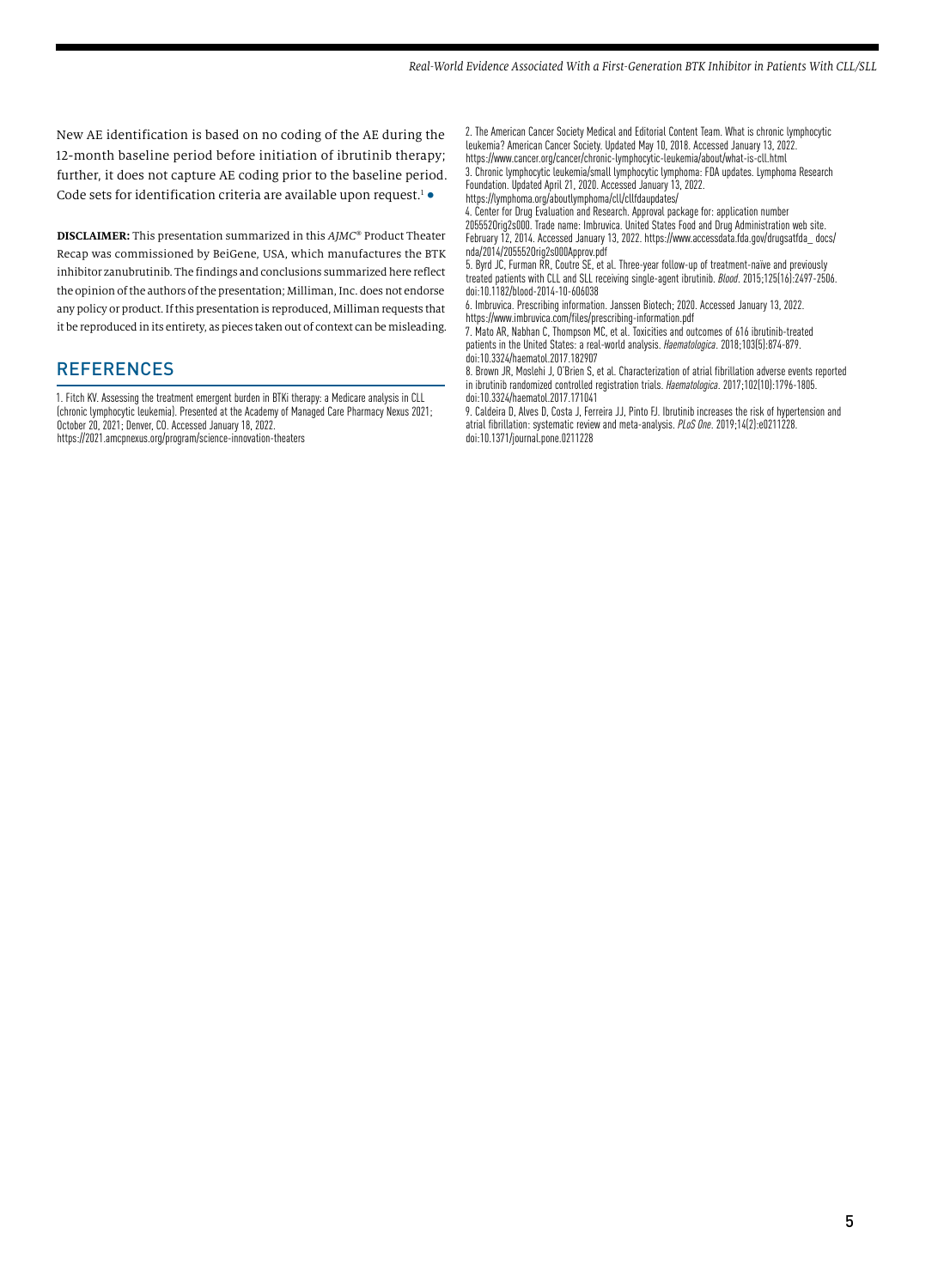New AE identification is based on no coding of the AE during the 12-month baseline period before initiation of ibrutinib therapy; further, it does not capture AE coding prior to the baseline period. Code sets for identification criteria are available upon request.[1] ●

**DISCLAIMER:** This presentation summarized in this *AJMC*® Product Theater Recap was commissioned by BeiGene, USA, which manufactures the BTK inhibitor zanubrutinib. The findings and conclusions summarized here reflect the opinion of the authors of the presentation; Milliman, Inc. does not endorse any policy or product. If this presentation is reproduced, Milliman requests that it be reproduced in its entirety, as pieces taken out of context can be misleading.

## REFERENCES

1. Fitch KV. Assessing the treatment emergent burden in BTKi therapy: a Medicare analysis in CLL (chronic lymphocytic leukemia). Presented at the Academy of Managed Care Pharmacy Nexus 2021; October 20, 2021; Denver, CO. Accessed January 18, 2022. https://2021.amcpnexus.org/program/science-innovation-theaters
2. The American Cancer Society Medical and Editorial Content Team. What is chronic lymphocytic leukemia? American Cancer Society. Updated May 10, 2018. Accessed January 13, 2022. https://www.cancer.org/cancer/chronic-lymphocytic-leukemia/about/what-is-cll.html
3. Chronic lymphocytic leukemia/small lymphocytic lymphoma: FDA updates. Lymphoma Research Foundation. Updated April 21, 2020. Accessed January 13, 2022. https://lymphoma.org/aboutlymphoma/cll/cllfdaupdates/
4. Center for Drug Evaluation and Research. Approval package for: application number 205552Orig2s000. Trade name: Imbruvica. United States Food and Drug Administration web site. February 12, 2014. Accessed January 13, 2022. https://www.accessdata.fda.gov/drugsatfda_docs/nda/2014/205552Orig2s000Approv.pdf
5. Byrd JC, Furman RR, Coutre SE, et al. Three-year follow-up of treatment-naïve and previously treated patients with CLL and SLL receiving single-agent ibrutinib. *Blood*. 2015;125(16):2497-2506. doi:10.1182/blood-2014-10-606038
6. Imbruvica. Prescribing information. Janssen Biotech; 2020. Accessed January 13, 2022. https://www.imbruvica.com/files/prescribing-information.pdf
7. Mato AR, Nabhan C, Thompson MC, et al. Toxicities and outcomes of 616 ibrutinib-treated patients in the United States: a real-world analysis. *Haematologica*. 2018;103(5):874-879. doi:10.3324/haematol.2017.182907
8. Brown JR, Moslehi J, O'Brien S, et al. Characterization of atrial fibrillation adverse events reported in ibrutinib randomized controlled registration trials. *Haematologica*. 2017;102(10):1796-1805. doi:10.3324/haematol.2017.171041
9. Caldeira D, Alves D, Costa J, Ferreira JJ, Pinto FJ. Ibrutinib increases the risk of hypertension and atrial fibrillation: systematic review and meta-analysis. *PLoS One*. 2019;14(2):e0211228. doi:10.1371/journal.pone.0211228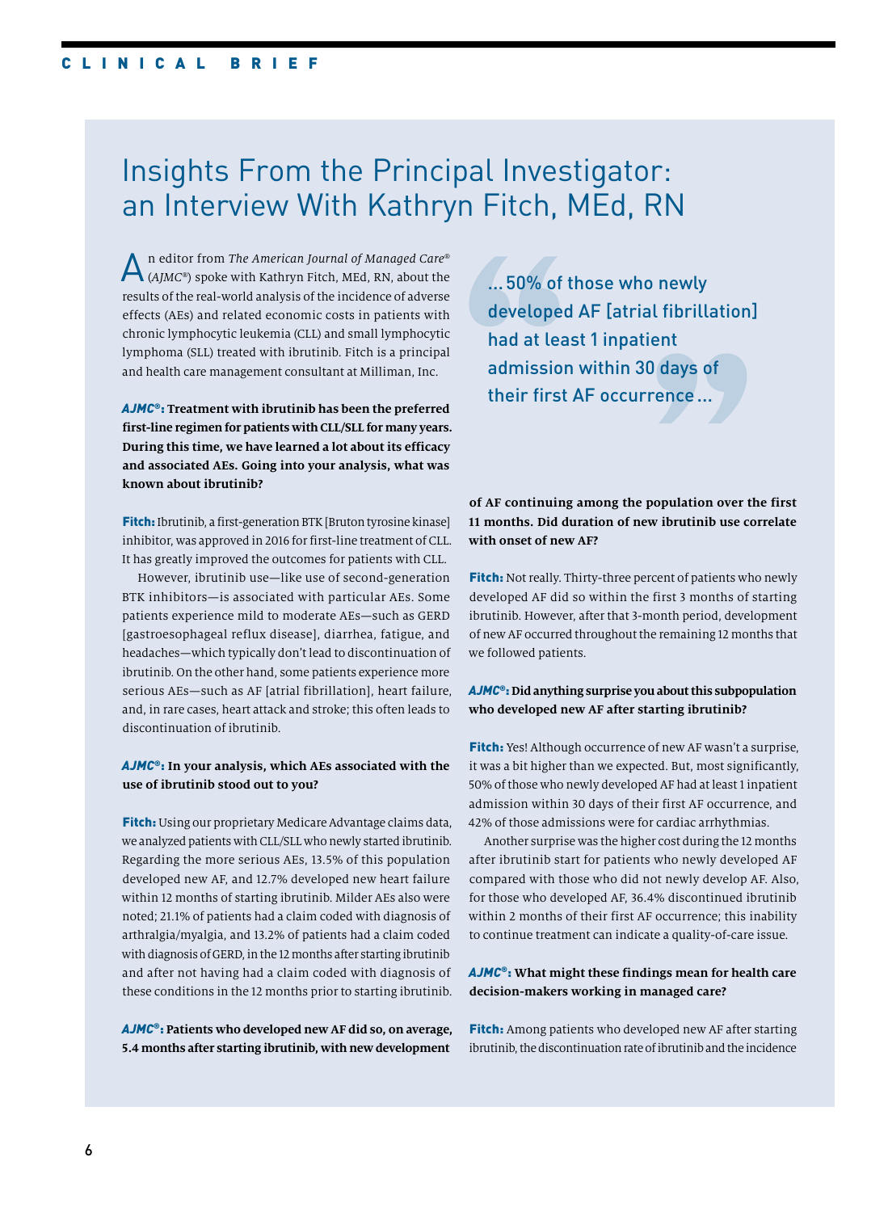# Insights From the Principal Investigator: an Interview With Kathryn Fitch, MEd, RN

An editor from *The American Journal of Managed Care®* (*AJMC®*) spoke with Kathryn Fitch, MEd, RN, about the results of the real-world analysis of the incidence of adverse effects (AEs) and related economic costs in patients with chronic lymphocytic leukemia (CLL) and small lymphocytic lymphoma (SLL) treated with ibrutinib. Fitch is a principal and health care management consultant at Milliman, Inc.

**AJMC®: Treatment with ibrutinib has been the preferred first-line regimen for patients with CLL/SLL for many years. During this time, we have learned a lot about its efficacy and associated AEs. Going into your analysis, what was known about ibrutinib?**

**Fitch:** Ibrutinib, a first-generation BTK [Bruton tyrosine kinase] inhibitor, was approved in 2016 for first-line treatment of CLL. It has greatly improved the outcomes for patients with CLL.

However, ibrutinib use—like use of second-generation BTK inhibitors—is associated with particular AEs. Some patients experience mild to moderate AEs—such as GERD [gastroesophageal reflux disease], diarrhea, fatigue, and headaches—which typically don't lead to discontinuation of ibrutinib. On the other hand, some patients experience more serious AEs—such as AF [atrial fibrillation], heart failure, and, in rare cases, heart attack and stroke; this often leads to discontinuation of ibrutinib.

**AJMC®: In your analysis, which AEs associated with the use of ibrutinib stood out to you?**

**Fitch:** Using our proprietary Medicare Advantage claims data, we analyzed patients with CLL/SLL who newly started ibrutinib. Regarding the more serious AEs, 13.5% of this population developed new AF, and 12.7% developed new heart failure within 12 months of starting ibrutinib. Milder AEs also were noted; 21.1% of patients had a claim coded with diagnosis of arthralgia/myalgia, and 13.2% of patients had a claim coded with diagnosis of GERD, in the 12 months after starting ibrutinib and after not having had a claim coded with diagnosis of these conditions in the 12 months prior to starting ibrutinib.

> ...50% of those who newly developed AF [atrial fibrillation] had at least 1 inpatient admission within 30 days of their first AF occurrence...

**AJMC®: Patients who developed new AF did so, on average, 5.4 months after starting ibrutinib, with new development of AF continuing among the population over the first 11 months. Did duration of new ibrutinib use correlate with onset of new AF?**

**Fitch:** Not really. Thirty-three percent of patients who newly developed AF did so within the first 3 months of starting ibrutinib. However, after that 3-month period, development of new AF occurred throughout the remaining 12 months that we followed patients.

**AJMC®: Did anything surprise you about this subpopulation who developed new AF after starting ibrutinib?**

**Fitch:** Yes! Although occurrence of new AF wasn't a surprise, it was a bit higher than we expected. But, most significantly, 50% of those who newly developed AF had at least 1 inpatient admission within 30 days of their first AF occurrence, and 42% of those admissions were for cardiac arrhythmias.

Another surprise was the higher cost during the 12 months after ibrutinib start for patients who newly developed AF compared with those who did not newly develop AF. Also, for those who developed AF, 36.4% discontinued ibrutinib within 2 months of their first AF occurrence; this inability to continue treatment can indicate a quality-of-care issue.

**AJMC®: What might these findings mean for health care decision-makers working in managed care?**

**Fitch:** Among patients who developed new AF after starting ibrutinib, the discontinuation rate of ibrutinib and the incidence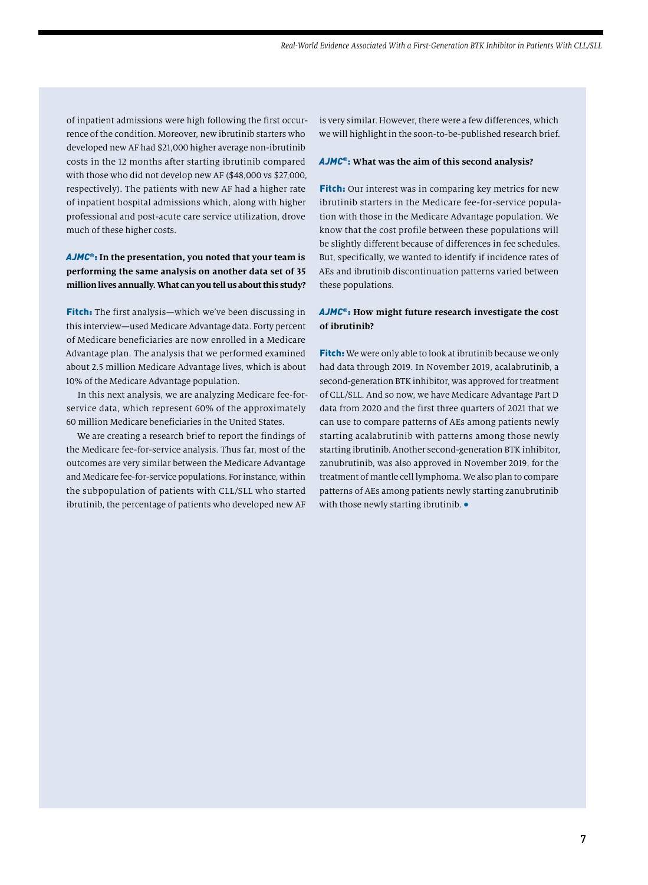of inpatient admissions were high following the first occurrence of the condition. Moreover, new ibrutinib starters who developed new AF had $21,000 higher average non-ibrutinib costs in the 12 months after starting ibrutinib compared with those who did not develop new AF ($48,000 vs $27,000, respectively). The patients with new AF had a higher rate of inpatient hospital admissions which, along with higher professional and post-acute care service utilization, drove much of these higher costs.

***AJMC®*:** **In the presentation, you noted that your team is performing the same analysis on another data set of 35 million lives annually. What can you tell us about this study?**

**Fitch:** The first analysis—which we've been discussing in this interview—used Medicare Advantage data. Forty percent of Medicare beneficiaries are now enrolled in a Medicare Advantage plan. The analysis that we performed examined about 2.5 million Medicare Advantage lives, which is about 10% of the Medicare Advantage population.

In this next analysis, we are analyzing Medicare fee-for-service data, which represent 60% of the approximately 60 million Medicare beneficiaries in the United States.

We are creating a research brief to report the findings of the Medicare fee-for-service analysis. Thus far, most of the outcomes are very similar between the Medicare Advantage and Medicare fee-for-service populations. For instance, within the subpopulation of patients with CLL/SLL who started ibrutinib, the percentage of patients who developed new AF is very similar. However, there were a few differences, which we will highlight in the soon-to-be-published research brief.

***AJMC®*:** **What was the aim of this second analysis?**

**Fitch:** Our interest was in comparing key metrics for new ibrutinib starters in the Medicare fee-for-service population with those in the Medicare Advantage population. We know that the cost profile between these populations will be slightly different because of differences in fee schedules. But, specifically, we wanted to identify if incidence rates of AEs and ibrutinib discontinuation patterns varied between these populations.

***AJMC®*:** **How might future research investigate the cost of ibrutinib?**

**Fitch:** We were only able to look at ibrutinib because we only had data through 2019. In November 2019, acalabrutinib, a second-generation BTK inhibitor, was approved for treatment of CLL/SLL. And so now, we have Medicare Advantage Part D data from 2020 and the first three quarters of 2021 that we can use to compare patterns of AEs among patients newly starting acalabrutinib with patterns among those newly starting ibrutinib. Another second-generation BTK inhibitor, zanubrutinib, was also approved in November 2019, for the treatment of mantle cell lymphoma. We also plan to compare patterns of AEs among patients newly starting zanubrutinib with those newly starting ibrutinib. ●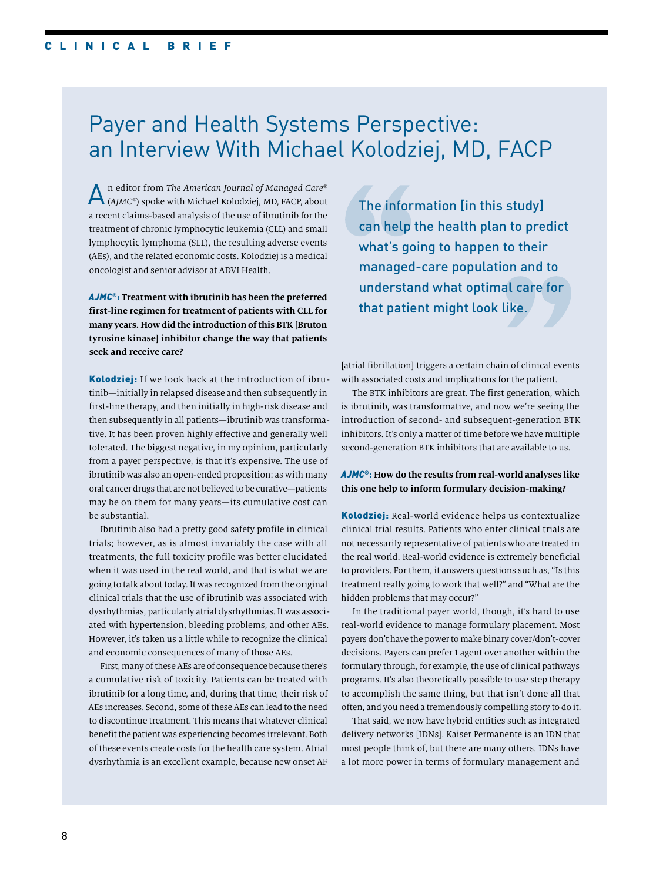CLINICAL BRIEF

# Payer and Health Systems Perspective: an Interview With Michael Kolodziej, MD, FACP

An editor from *The American Journal of Managed Care*® (*AJMC*®) spoke with Michael Kolodziej, MD, FACP, about a recent claims-based analysis of the use of ibrutinib for the treatment of chronic lymphocytic leukemia (CLL) and small lymphocytic lymphoma (SLL), the resulting adverse events (AEs), and the related economic costs. Kolodziej is a medical oncologist and senior advisor at ADVI Health.

***AJMC*®: Treatment with ibrutinib has been the preferred first-line regimen for treatment of patients with CLL for many years. How did the introduction of this BTK [Bruton tyrosine kinase] inhibitor change the way that patients seek and receive care?**

**Kolodziej:** If we look back at the introduction of ibrutinib—initially in relapsed disease and then subsequently in first-line therapy, and then initially in high-risk disease and then subsequently in all patients—ibrutinib was transformative. It has been proven highly effective and generally well tolerated. The biggest negative, in my opinion, particularly from a payer perspective, is that it's expensive. The use of ibrutinib was also an open-ended proposition: as with many oral cancer drugs that are not believed to be curative—patients may be on them for many years—its cumulative cost can be substantial.

Ibrutinib also had a pretty good safety profile in clinical trials; however, as is almost invariably the case with all treatments, the full toxicity profile was better elucidated when it was used in the real world, and that is what we are going to talk about today. It was recognized from the original clinical trials that the use of ibrutinib was associated with dysrhythmias, particularly atrial dysrhythmias. It was associated with hypertension, bleeding problems, and other AEs. However, it's taken us a little while to recognize the clinical and economic consequences of many of those AEs.

First, many of these AEs are of consequence because there's a cumulative risk of toxicity. Patients can be treated with ibrutinib for a long time, and, during that time, their risk of AEs increases. Second, some of these AEs can lead to the need to discontinue treatment. This means that whatever clinical benefit the patient was experiencing becomes irrelevant. Both of these events create costs for the health care system. Atrial dysrhythmia is an excellent example, because new onset AF [atrial fibrillation] triggers a certain chain of clinical events with associated costs and implications for the patient.

> The information [in this study] can help the health plan to predict what's going to happen to their managed-care population and to understand what optimal care for that patient might look like.

The BTK inhibitors are great. The first generation, which is ibrutinib, was transformative, and now we're seeing the introduction of second- and subsequent-generation BTK inhibitors. It's only a matter of time before we have multiple second-generation BTK inhibitors that are available to us.

***AJMC*®: How do the results from real-world analyses like this one help to inform formulary decision-making?**

**Kolodziej:** Real-world evidence helps us contextualize clinical trial results. Patients who enter clinical trials are not necessarily representative of patients who are treated in the real world. Real-world evidence is extremely beneficial to providers. For them, it answers questions such as, "Is this treatment really going to work that well?" and "What are the hidden problems that may occur?"

In the traditional payer world, though, it's hard to use real-world evidence to manage formulary placement. Most payers don't have the power to make binary cover/don't-cover decisions. Payers can prefer 1 agent over another within the formulary through, for example, the use of clinical pathways programs. It's also theoretically possible to use step therapy to accomplish the same thing, but that isn't done all that often, and you need a tremendously compelling story to do it.

That said, we now have hybrid entities such as integrated delivery networks [IDNs]. Kaiser Permanente is an IDN that most people think of, but there are many others. IDNs have a lot more power in terms of formulary management and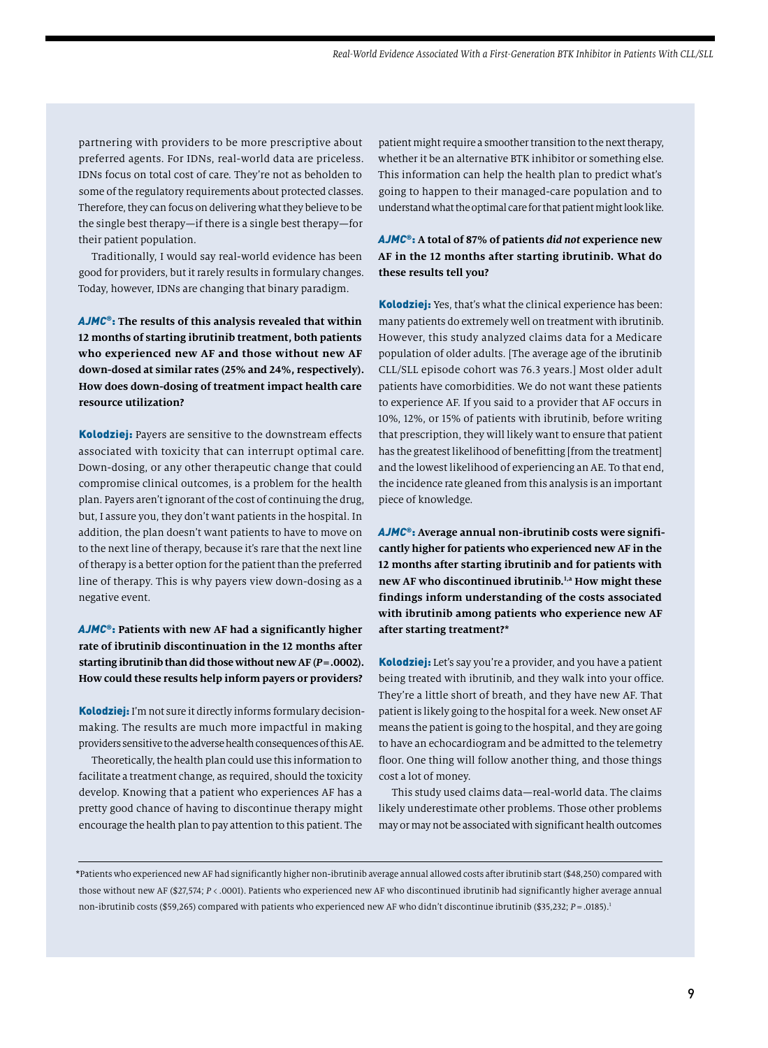partnering with providers to be more prescriptive about preferred agents. For IDNs, real-world data are priceless. IDNs focus on total cost of care. They're not as beholden to some of the regulatory requirements about protected classes. Therefore, they can focus on delivering what they believe to be the single best therapy—if there is a single best therapy—for their patient population.

Traditionally, I would say real-world evidence has been good for providers, but it rarely results in formulary changes. Today, however, IDNs are changing that binary paradigm.

***AJMC®*: The results of this analysis revealed that within 12 months of starting ibrutinib treatment, both patients who experienced new AF and those without new AF down-dosed at similar rates (25% and 24%, respectively). How does down-dosing of treatment impact health care resource utilization?**

**Kolodziej:** Payers are sensitive to the downstream effects associated with toxicity that can interrupt optimal care. Down-dosing, or any other therapeutic change that could compromise clinical outcomes, is a problem for the health plan. Payers aren't ignorant of the cost of continuing the drug, but, I assure you, they don't want patients in the hospital. In addition, the plan doesn't want patients to have to move on to the next line of therapy, because it's rare that the next line of therapy is a better option for the patient than the preferred line of therapy. This is why payers view down-dosing as a negative event.

***AJMC®*: Patients with new AF had a significantly higher rate of ibrutinib discontinuation in the 12 months after starting ibrutinib than did those without new AF ($P = .0002$). How could these results help inform payers or providers?**

**Kolodziej:** I'm not sure it directly informs formulary decision-making. The results are much more impactful in making providers sensitive to the adverse health consequences of this AE.

Theoretically, the health plan could use this information to facilitate a treatment change, as required, should the toxicity develop. Knowing that a patient who experiences AF has a pretty good chance of having to discontinue therapy might encourage the health plan to pay attention to this patient. The patient might require a smoother transition to the next therapy, whether it be an alternative BTK inhibitor or something else. This information can help the health plan to predict what's going to happen to their managed-care population and to understand what the optimal care for that patient might look like.

***AJMC®*: A total of 87% of patients *did not* experience new AF in the 12 months after starting ibrutinib. What do these results tell you?**

**Kolodziej:** Yes, that's what the clinical experience has been: many patients do extremely well on treatment with ibrutinib. However, this study analyzed claims data for a Medicare population of older adults. [The average age of the ibrutinib CLL/SLL episode cohort was 76.3 years.] Most older adult patients have comorbidities. We do not want these patients to experience AF. If you said to a provider that AF occurs in 10%, 12%, or 15% of patients with ibrutinib, before writing that prescription, they will likely want to ensure that patient has the greatest likelihood of benefitting [from the treatment] and the lowest likelihood of experiencing an AE. To that end, the incidence rate gleaned from this analysis is an important piece of knowledge.

***AJMC®*: Average annual non-ibrutinib costs were significantly higher for patients who experienced new AF in the 12 months after starting ibrutinib and for patients with new AF who discontinued ibrutinib.[1,a] How might these findings inform understanding of the costs associated with ibrutinib among patients who experience new AF after starting treatment?***

**Kolodziej:** Let's say you're a provider, and you have a patient being treated with ibrutinib, and they walk into your office. They're a little short of breath, and they have new AF. That patient is likely going to the hospital for a week. New onset AF means the patient is going to the hospital, and they are going to have an echocardiogram and be admitted to the telemetry floor. One thing will follow another thing, and those things cost a lot of money.

This study used claims data—real-world data. The claims likely underestimate other problems. Those other problems may or may not be associated with significant health outcomes

---

*Patients who experienced new AF had significantly higher non-ibrutinib average annual allowed costs after ibrutinib start ($48,250) compared with those without new AF ($27,574; $P < .0001$). Patients who experienced new AF who discontinued ibrutinib had significantly higher average annual non-ibrutinib costs ($59,265) compared with patients who experienced new AF who didn't discontinue ibrutinib ($35,232; $P = .0185$).[1]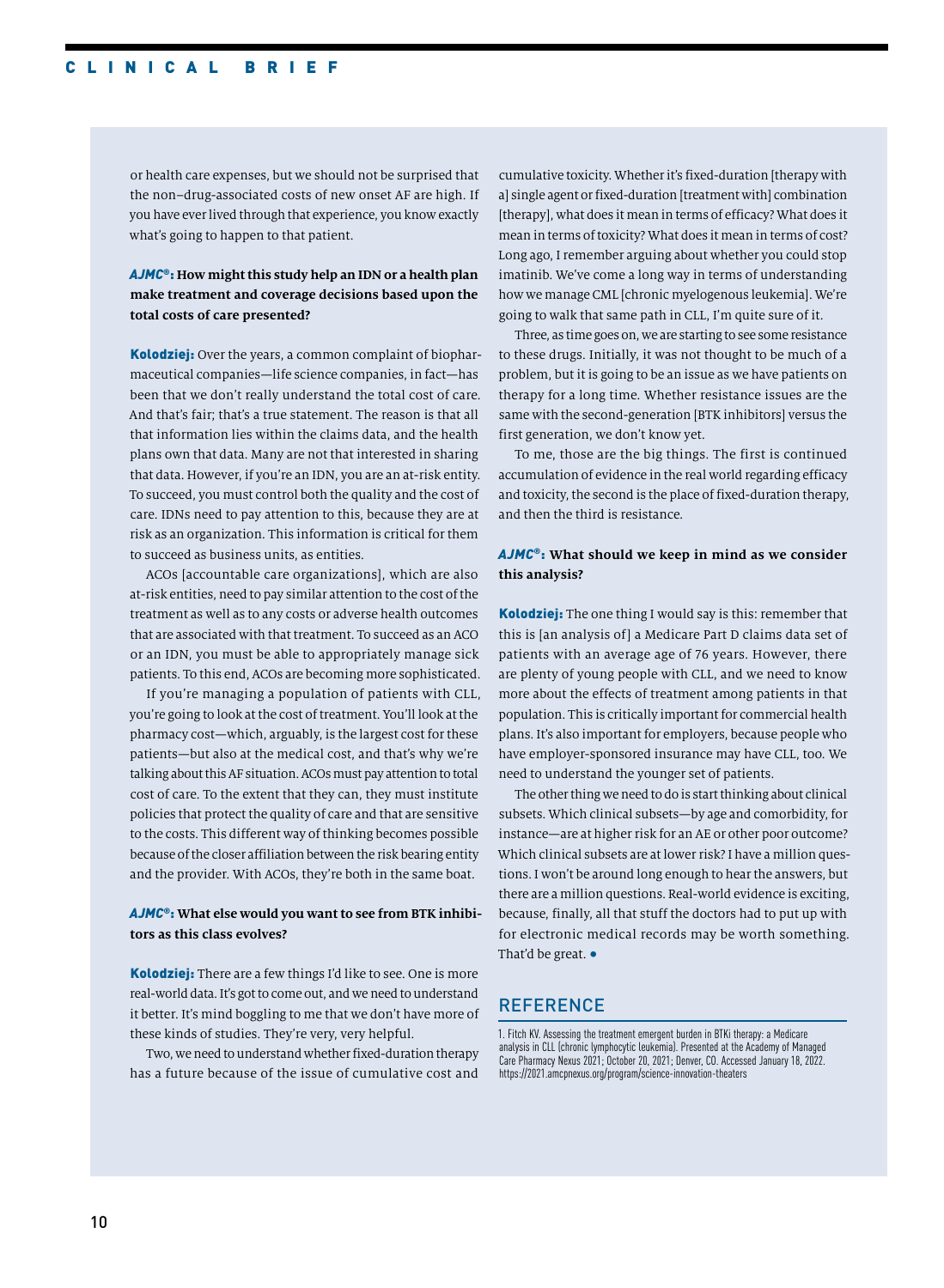or health care expenses, but we should not be surprised that the non–drug-associated costs of new onset AF are high. If you have ever lived through that experience, you know exactly what's going to happen to that patient.

***AJMC®*: How might this study help an IDN or a health plan make treatment and coverage decisions based upon the total costs of care presented?**

**Kolodziej:** Over the years, a common complaint of biopharmaceutical companies—life science companies, in fact—has been that we don't really understand the total cost of care. And that's fair; that's a true statement. The reason is that all that information lies within the claims data, and the health plans own that data. Many are not that interested in sharing that data. However, if you're an IDN, you are an at-risk entity. To succeed, you must control both the quality and the cost of care. IDNs need to pay attention to this, because they are at risk as an organization. This information is critical for them to succeed as business units, as entities.

ACOs [accountable care organizations], which are also at-risk entities, need to pay similar attention to the cost of the treatment as well as to any costs or adverse health outcomes that are associated with that treatment. To succeed as an ACO or an IDN, you must be able to appropriately manage sick patients. To this end, ACOs are becoming more sophisticated.

If you're managing a population of patients with CLL, you're going to look at the cost of treatment. You'll look at the pharmacy cost—which, arguably, is the largest cost for these patients—but also at the medical cost, and that's why we're talking about this AF situation. ACOs must pay attention to total cost of care. To the extent that they can, they must institute policies that protect the quality of care and that are sensitive to the costs. This different way of thinking becomes possible because of the closer affiliation between the risk bearing entity and the provider. With ACOs, they're both in the same boat.

***AJMC®*: What else would you want to see from BTK inhibitors as this class evolves?**

**Kolodziej:** There are a few things I'd like to see. One is more real-world data. It's got to come out, and we need to understand it better. It's mind boggling to me that we don't have more of these kinds of studies. They're very, very helpful.

Two, we need to understand whether fixed-duration therapy has a future because of the issue of cumulative cost and cumulative toxicity. Whether it's fixed-duration [therapy with a] single agent or fixed-duration [treatment with] combination [therapy], what does it mean in terms of efficacy? What does it mean in terms of toxicity? What does it mean in terms of cost? Long ago, I remember arguing about whether you could stop imatinib. We've come a long way in terms of understanding how we manage CML [chronic myelogenous leukemia]. We're going to walk that same path in CLL, I'm quite sure of it.

Three, as time goes on, we are starting to see some resistance to these drugs. Initially, it was not thought to be much of a problem, but it is going to be an issue as we have patients on therapy for a long time. Whether resistance issues are the same with the second-generation [BTK inhibitors] versus the first generation, we don't know yet.

To me, those are the big things. The first is continued accumulation of evidence in the real world regarding efficacy and toxicity, the second is the place of fixed-duration therapy, and then the third is resistance.

***AJMC®*: What should we keep in mind as we consider this analysis?**

**Kolodziej:** The one thing I would say is this: remember that this is [an analysis of] a Medicare Part D claims data set of patients with an average age of 76 years. However, there are plenty of young people with CLL, and we need to know more about the effects of treatment among patients in that population. This is critically important for commercial health plans. It's also important for employers, because people who have employer-sponsored insurance may have CLL, too. We need to understand the younger set of patients.

The other thing we need to do is start thinking about clinical subsets. Which clinical subsets—by age and comorbidity, for instance—are at higher risk for an AE or other poor outcome? Which clinical subsets are at lower risk? I have a million questions. I won't be around long enough to hear the answers, but there are a million questions. Real-world evidence is exciting, because, finally, all that stuff the doctors had to put up with for electronic medical records may be worth something. That'd be great. ●

## REFERENCE

1. Fitch KV. Assessing the treatment emergent burden in BTKi therapy: a Medicare analysis in CLL (chronic lymphocytic leukemia). Presented at the Academy of Managed Care Pharmacy Nexus 2021; October 20, 2021; Denver, CO. Accessed January 18, 2022. https://2021.amcpnexus.org/program/science-innovation-theaters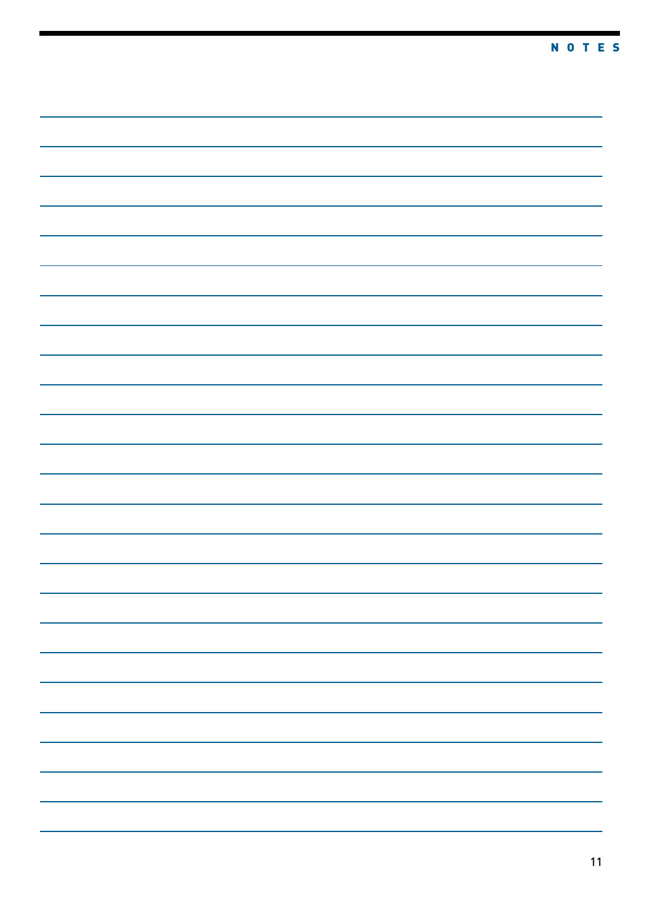# NOTES